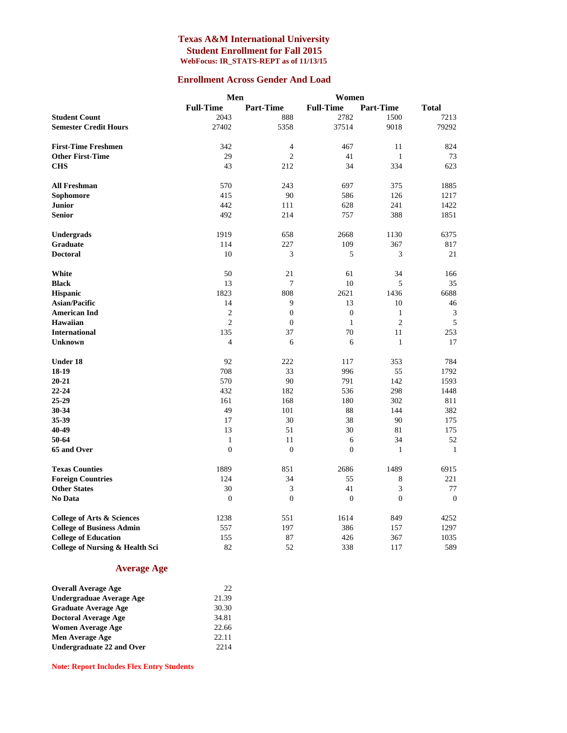# Texas A&M International University

## Student Enrollment for Fall 2015

**WebFocus: IR_STATS-REPT as of 11/13/15**

## Enrollment Across Gender And Load

| | Men | | Women | | |
|---|---|---|---|---|---|
| | **Full-Time** | **Part-Time** | **Full-Time** | **Part-Time** | **Total** |
| **Student Count** | 2043 | 888 | 2782 | 1500 | 7213 |
| **Semester Credit Hours** | 27402 | 5358 | 37514 | 9018 | 79292 |
| | | | | | |
| **First-Time Freshmen** | 342 | 4 | 467 | 11 | 824 |
| **Other First-Time** | 29 | 2 | 41 | 1 | 73 |
| **CHS** | 43 | 212 | 34 | 334 | 623 |
| | | | | | |
| **All Freshman** | 570 | 243 | 697 | 375 | 1885 |
| **Sophomore** | 415 | 90 | 586 | 126 | 1217 |
| **Junior** | 442 | 111 | 628 | 241 | 1422 |
| **Senior** | 492 | 214 | 757 | 388 | 1851 |
| | | | | | |
| **Undergrads** | 1919 | 658 | 2668 | 1130 | 6375 |
| **Graduate** | 114 | 227 | 109 | 367 | 817 |
| **Doctoral** | 10 | 3 | 5 | 3 | 21 |
| | | | | | |
| **White** | 50 | 21 | 61 | 34 | 166 |
| **Black** | 13 | 7 | 10 | 5 | 35 |
| **Hispanic** | 1823 | 808 | 2621 | 1436 | 6688 |
| **Asian/Pacific** | 14 | 9 | 13 | 10 | 46 |
| **American Ind** | 2 | 0 | 0 | 1 | 3 |
| **Hawaiian** | 2 | 0 | 1 | 2 | 5 |
| **International** | 135 | 37 | 70 | 11 | 253 |
| **Unknown** | 4 | 6 | 6 | 1 | 17 |
| | | | | | |
| **Under 18** | 92 | 222 | 117 | 353 | 784 |
| **18-19** | 708 | 33 | 996 | 55 | 1792 |
| **20-21** | 570 | 90 | 791 | 142 | 1593 |
| **22-24** | 432 | 182 | 536 | 298 | 1448 |
| **25-29** | 161 | 168 | 180 | 302 | 811 |
| **30-34** | 49 | 101 | 88 | 144 | 382 |
| **35-39** | 17 | 30 | 38 | 90 | 175 |
| **40-49** | 13 | 51 | 30 | 81 | 175 |
| **50-64** | 1 | 11 | 6 | 34 | 52 |
| **65 and Over** | 0 | 0 | 0 | 1 | 1 |
| | | | | | |
| **Texas Counties** | 1889 | 851 | 2686 | 1489 | 6915 |
| **Foreign Countries** | 124 | 34 | 55 | 8 | 221 |
| **Other States** | 30 | 3 | 41 | 3 | 77 |
| **No Data** | 0 | 0 | 0 | 0 | 0 |
| | | | | | |
| **College of Arts & Sciences** | 1238 | 551 | 1614 | 849 | 4252 |
| **College of Business Admin** | 557 | 197 | 386 | 157 | 1297 |
| **College of Education** | 155 | 87 | 426 | 367 | 1035 |
| **College of Nursing & Health Sci** | 82 | 52 | 338 | 117 | 589 |

## Average Age

| | |
|---|---|
| **Overall Average Age** | 22 |
| **Undergraduae Average Age** | 21.39 |
| **Graduate Average Age** | 30.30 |
| **Doctoral Average Age** | 34.81 |
| **Women Average Age** | 22.66 |
| **Men Average Age** | 22.11 |
| **Undergraduate 22 and Over** | 2214 |

**Note: Report Includes Flex Entry Students**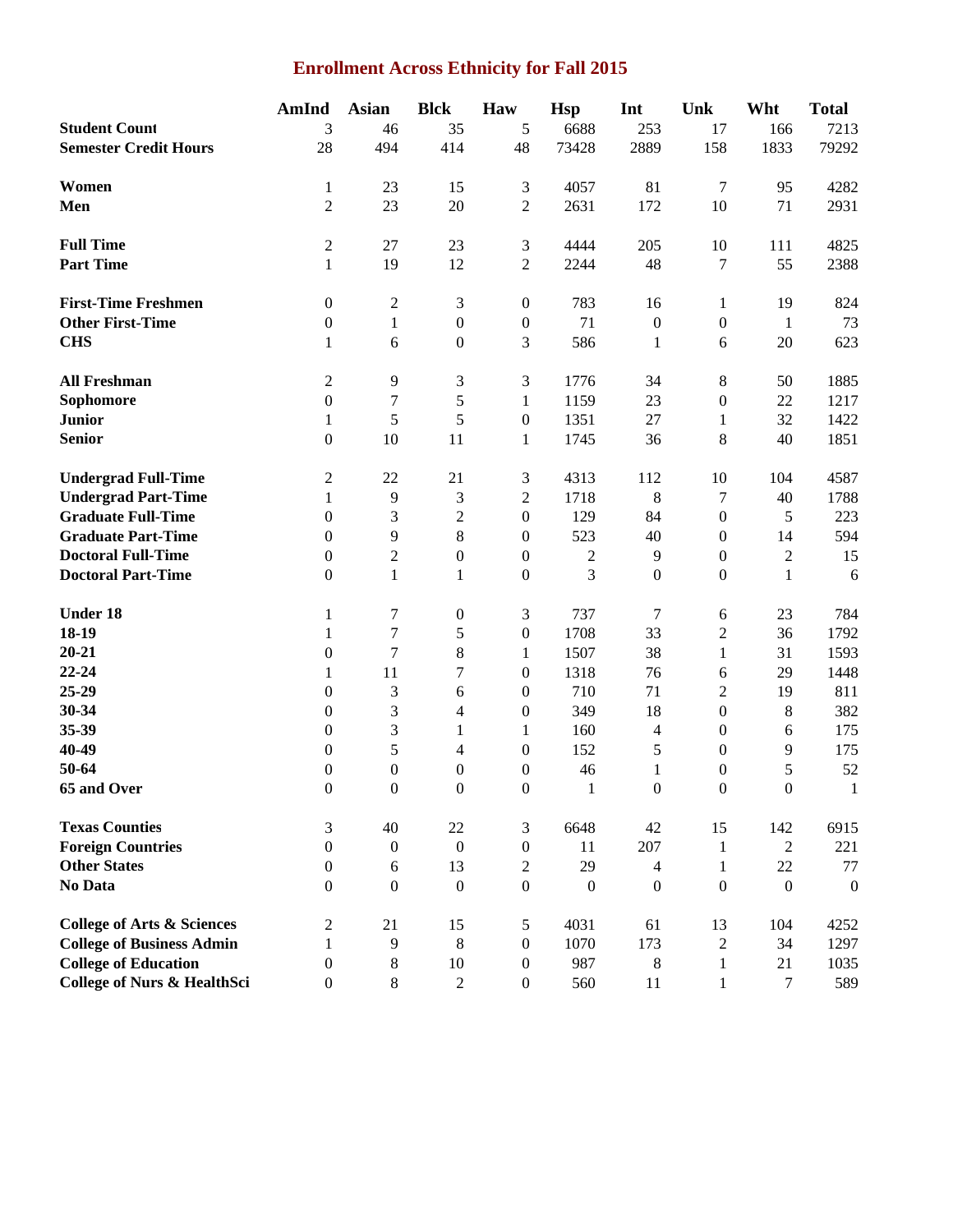# Enrollment Across Ethnicity for Fall 2015

| | AmInd | Asian | Blck | Haw | Hsp | Int | Unk | Wht | Total |
|---|---|---|---|---|---|---|---|---|---|
| **Student Count** | 3 | 46 | 35 | 5 | 6688 | 253 | 17 | 166 | 7213 |
| **Semester Credit Hours** | 28 | 494 | 414 | 48 | 73428 | 2889 | 158 | 1833 | 79292 |
| **Women** | 1 | 23 | 15 | 3 | 4057 | 81 | 7 | 95 | 4282 |
| **Men** | 2 | 23 | 20 | 2 | 2631 | 172 | 10 | 71 | 2931 |
| **Full Time** | 2 | 27 | 23 | 3 | 4444 | 205 | 10 | 111 | 4825 |
| **Part Time** | 1 | 19 | 12 | 2 | 2244 | 48 | 7 | 55 | 2388 |
| **First-Time Freshmen** | 0 | 2 | 3 | 0 | 783 | 16 | 1 | 19 | 824 |
| **Other First-Time** | 0 | 1 | 0 | 0 | 71 | 0 | 0 | 1 | 73 |
| **CHS** | 1 | 6 | 0 | 3 | 586 | 1 | 6 | 20 | 623 |
| **All Freshman** | 2 | 9 | 3 | 3 | 1776 | 34 | 8 | 50 | 1885 |
| **Sophomore** | 0 | 7 | 5 | 1 | 1159 | 23 | 0 | 22 | 1217 |
| **Junior** | 1 | 5 | 5 | 0 | 1351 | 27 | 1 | 32 | 1422 |
| **Senior** | 0 | 10 | 11 | 1 | 1745 | 36 | 8 | 40 | 1851 |
| **Undergrad Full-Time** | 2 | 22 | 21 | 3 | 4313 | 112 | 10 | 104 | 4587 |
| **Undergrad Part-Time** | 1 | 9 | 3 | 2 | 1718 | 8 | 7 | 40 | 1788 |
| **Graduate Full-Time** | 0 | 3 | 2 | 0 | 129 | 84 | 0 | 5 | 223 |
| **Graduate Part-Time** | 0 | 9 | 8 | 0 | 523 | 40 | 0 | 14 | 594 |
| **Doctoral Full-Time** | 0 | 2 | 0 | 0 | 2 | 9 | 0 | 2 | 15 |
| **Doctoral Part-Time** | 0 | 1 | 1 | 0 | 3 | 0 | 0 | 1 | 6 |
| **Under 18** | 1 | 7 | 0 | 3 | 737 | 7 | 6 | 23 | 784 |
| **18-19** | 1 | 7 | 5 | 0 | 1708 | 33 | 2 | 36 | 1792 |
| **20-21** | 0 | 7 | 8 | 1 | 1507 | 38 | 1 | 31 | 1593 |
| **22-24** | 1 | 11 | 7 | 0 | 1318 | 76 | 6 | 29 | 1448 |
| **25-29** | 0 | 3 | 6 | 0 | 710 | 71 | 2 | 19 | 811 |
| **30-34** | 0 | 3 | 4 | 0 | 349 | 18 | 0 | 8 | 382 |
| **35-39** | 0 | 3 | 1 | 1 | 160 | 4 | 0 | 6 | 175 |
| **40-49** | 0 | 5 | 4 | 0 | 152 | 5 | 0 | 9 | 175 |
| **50-64** | 0 | 0 | 0 | 0 | 46 | 1 | 0 | 5 | 52 |
| **65 and Over** | 0 | 0 | 0 | 0 | 1 | 0 | 0 | 0 | 1 |
| **Texas Counties** | 3 | 40 | 22 | 3 | 6648 | 42 | 15 | 142 | 6915 |
| **Foreign Countries** | 0 | 0 | 0 | 0 | 11 | 207 | 1 | 2 | 221 |
| **Other States** | 0 | 6 | 13 | 2 | 29 | 4 | 1 | 22 | 77 |
| **No Data** | 0 | 0 | 0 | 0 | 0 | 0 | 0 | 0 | 0 |
| **College of Arts & Sciences** | 2 | 21 | 15 | 5 | 4031 | 61 | 13 | 104 | 4252 |
| **College of Business Admin** | 1 | 9 | 8 | 0 | 1070 | 173 | 2 | 34 | 1297 |
| **College of Education** | 0 | 8 | 10 | 0 | 987 | 8 | 1 | 21 | 1035 |
| **College of Nurs & HealthSci** | 0 | 8 | 2 | 0 | 560 | 11 | 1 | 7 | 589 |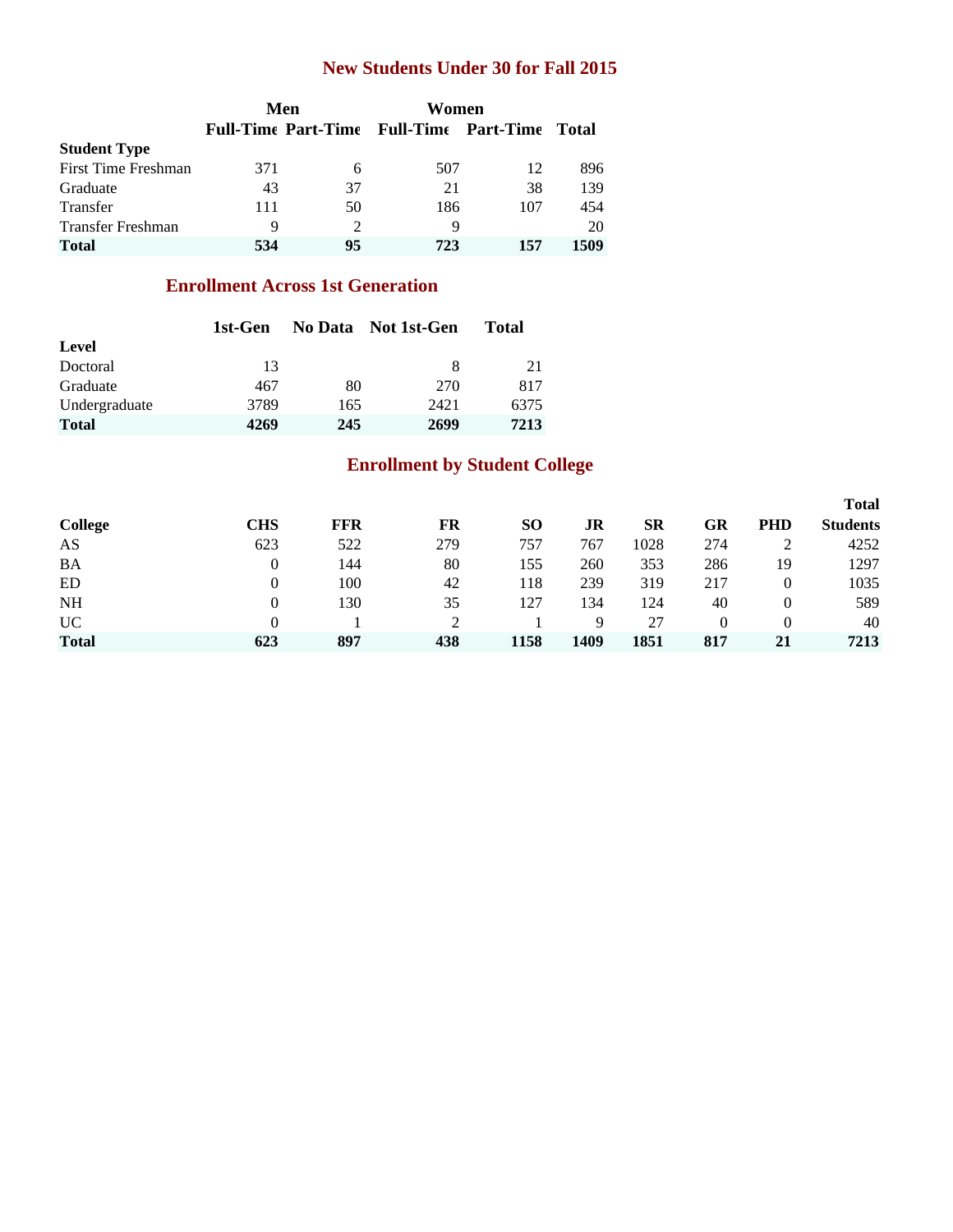## New Students Under 30 for Fall 2015

| | Men | | Women | | |
|---|---|---|---|---|---|
| | Full-Time | Part-Time | Full-Time | Part-Time | Total |
| **Student Type** | | | | | |
| First Time Freshman | 371 | 6 | 507 | 12 | 896 |
| Graduate | 43 | 37 | 21 | 38 | 139 |
| Transfer | 111 | 50 | 186 | 107 | 454 |
| Transfer Freshman | 9 | 2 | 9 | | 20 |
| **Total** | **534** | **95** | **723** | **157** | **1509** |

## Enrollment Across 1st Generation

| | 1st-Gen | No Data | Not 1st-Gen | Total |
|---|---|---|---|---|
| **Level** | | | | |
| Doctoral | 13 | | 8 | 21 |
| Graduate | 467 | 80 | 270 | 817 |
| Undergraduate | 3789 | 165 | 2421 | 6375 |
| **Total** | **4269** | **245** | **2699** | **7213** |

## Enrollment by Student College

| College | CHS | FFR | FR | SO | JR | SR | GR | PHD | Total Students |
|---|---|---|---|---|---|---|---|---|---|
| AS | 623 | 522 | 279 | 757 | 767 | 1028 | 274 | 2 | 4252 |
| BA | 0 | 144 | 80 | 155 | 260 | 353 | 286 | 19 | 1297 |
| ED | 0 | 100 | 42 | 118 | 239 | 319 | 217 | 0 | 1035 |
| NH | 0 | 130 | 35 | 127 | 134 | 124 | 40 | 0 | 589 |
| UC | 0 | 1 | 2 | 1 | 9 | 27 | 0 | 0 | 40 |
| **Total** | **623** | **897** | **438** | **1158** | **1409** | **1851** | **817** | **21** | **7213** |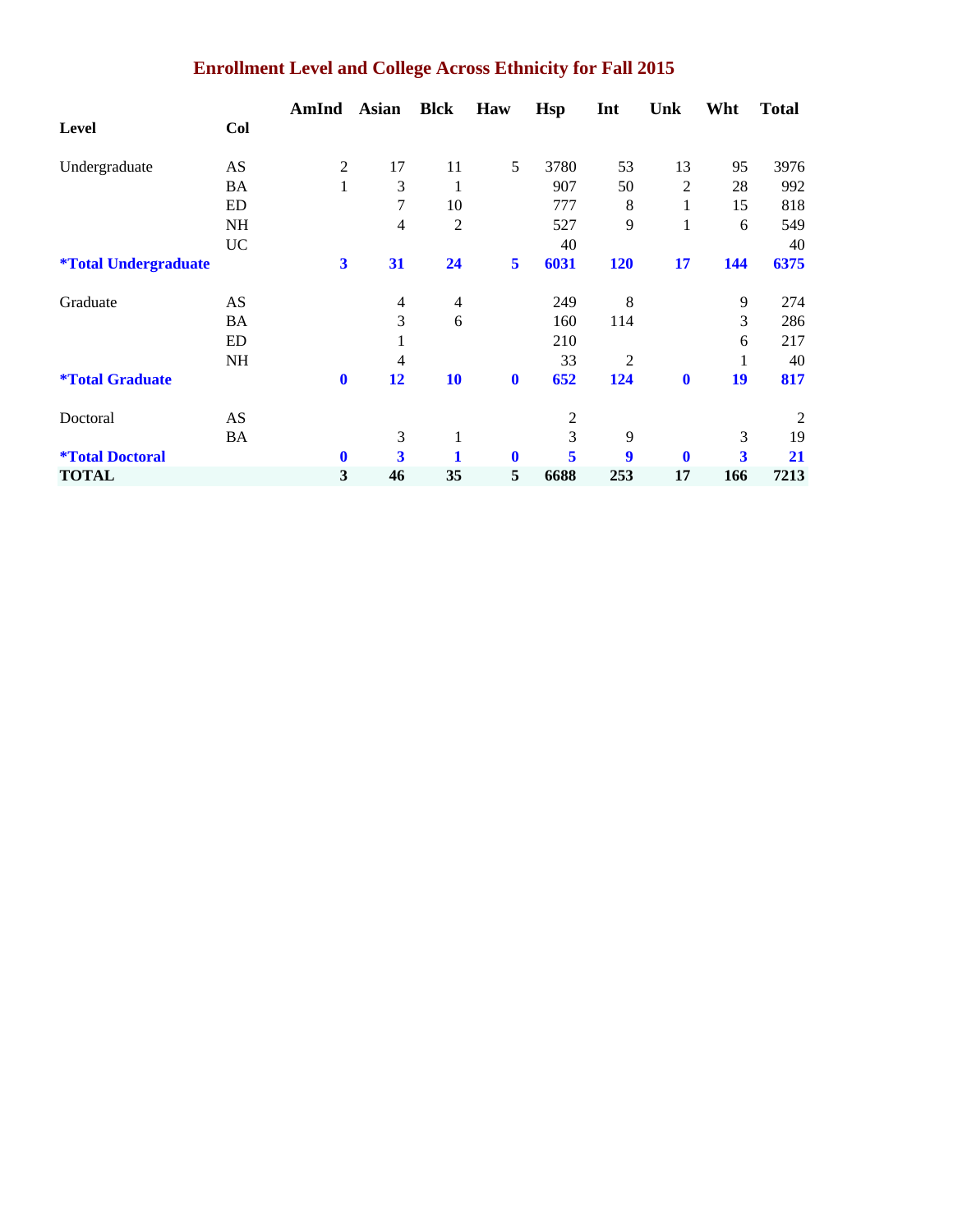# Enrollment Level and College Across Ethnicity for Fall 2015

| Level | Col | AmInd | Asian | Blck | Haw | Hsp | Int | Unk | Wht | Total |
|---|---|---|---|---|---|---|---|---|---|---|
| Undergraduate | AS | 2 | 17 | 11 | 5 | 3780 | 53 | 13 | 95 | 3976 |
| | BA | 1 | 3 | 1 | | 907 | 50 | 2 | 28 | 992 |
| | ED | | 7 | 10 | | 777 | 8 | 1 | 15 | 818 |
| | NH | | 4 | 2 | | 527 | 9 | 1 | 6 | 549 |
| | UC | | | | | 40 | | | | 40 |
| **\*Total Undergraduate** | | **3** | **31** | **24** | **5** | **6031** | **120** | **17** | **144** | **6375** |
| Graduate | AS | | 4 | 4 | | 249 | 8 | | 9 | 274 |
| | BA | | 3 | 6 | | 160 | 114 | | 3 | 286 |
| | ED | | 1 | | | 210 | | | 6 | 217 |
| | NH | | 4 | | | 33 | 2 | | 1 | 40 |
| **\*Total Graduate** | | **0** | **12** | **10** | **0** | **652** | **124** | **0** | **19** | **817** |
| Doctoral | AS | | | | | 2 | | | | 2 |
| | BA | | 3 | 1 | | 3 | 9 | | 3 | 19 |
| **\*Total Doctoral** | | **0** | **3** | **1** | **0** | **5** | **9** | **0** | **3** | **21** |
| **TOTAL** | | **3** | **46** | **35** | **5** | **6688** | **253** | **17** | **166** | **7213** |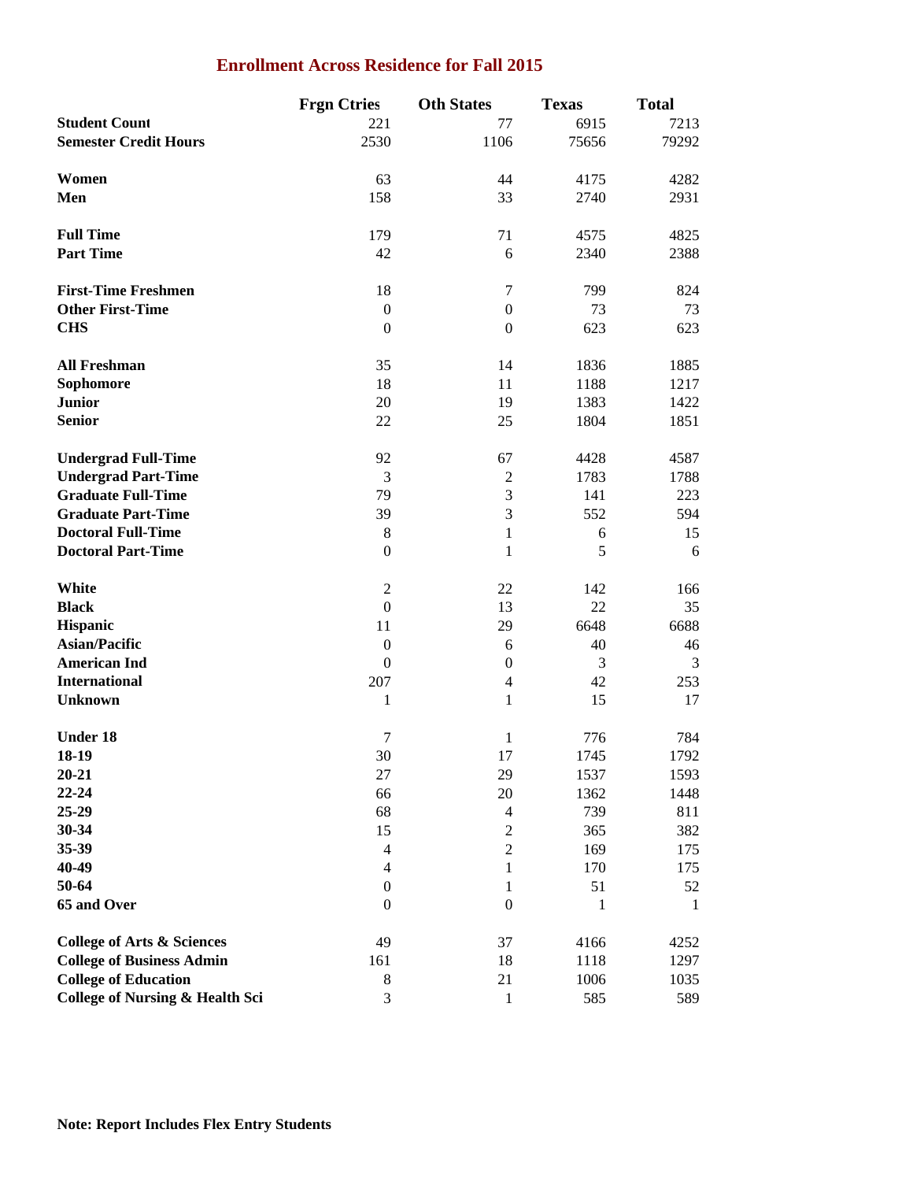# Enrollment Across Residence for Fall 2015

| | Frgn Ctries | Oth States | Texas | Total |
|---|---|---|---|---|
| **Student Count** | 221 | 77 | 6915 | 7213 |
| **Semester Credit Hours** | 2530 | 1106 | 75656 | 79292 |
| | | | | |
| **Women** | 63 | 44 | 4175 | 4282 |
| **Men** | 158 | 33 | 2740 | 2931 |
| | | | | |
| **Full Time** | 179 | 71 | 4575 | 4825 |
| **Part Time** | 42 | 6 | 2340 | 2388 |
| | | | | |
| **First-Time Freshmen** | 18 | 7 | 799 | 824 |
| **Other First-Time** | 0 | 0 | 73 | 73 |
| **CHS** | 0 | 0 | 623 | 623 |
| | | | | |
| **All Freshman** | 35 | 14 | 1836 | 1885 |
| **Sophomore** | 18 | 11 | 1188 | 1217 |
| **Junior** | 20 | 19 | 1383 | 1422 |
| **Senior** | 22 | 25 | 1804 | 1851 |
| | | | | |
| **Undergrad Full-Time** | 92 | 67 | 4428 | 4587 |
| **Undergrad Part-Time** | 3 | 2 | 1783 | 1788 |
| **Graduate Full-Time** | 79 | 3 | 141 | 223 |
| **Graduate Part-Time** | 39 | 3 | 552 | 594 |
| **Doctoral Full-Time** | 8 | 1 | 6 | 15 |
| **Doctoral Part-Time** | 0 | 1 | 5 | 6 |
| | | | | |
| **White** | 2 | 22 | 142 | 166 |
| **Black** | 0 | 13 | 22 | 35 |
| **Hispanic** | 11 | 29 | 6648 | 6688 |
| **Asian/Pacific** | 0 | 6 | 40 | 46 |
| **American Ind** | 0 | 0 | 3 | 3 |
| **International** | 207 | 4 | 42 | 253 |
| **Unknown** | 1 | 1 | 15 | 17 |
| | | | | |
| **Under 18** | 7 | 1 | 776 | 784 |
| **18-19** | 30 | 17 | 1745 | 1792 |
| **20-21** | 27 | 29 | 1537 | 1593 |
| **22-24** | 66 | 20 | 1362 | 1448 |
| **25-29** | 68 | 4 | 739 | 811 |
| **30-34** | 15 | 2 | 365 | 382 |
| **35-39** | 4 | 2 | 169 | 175 |
| **40-49** | 4 | 1 | 170 | 175 |
| **50-64** | 0 | 1 | 51 | 52 |
| **65 and Over** | 0 | 0 | 1 | 1 |
| | | | | |
| **College of Arts & Sciences** | 49 | 37 | 4166 | 4252 |
| **College of Business Admin** | 161 | 18 | 1118 | 1297 |
| **College of Education** | 8 | 21 | 1006 | 1035 |
| **College of Nursing & Health Sci** | 3 | 1 | 585 | 589 |

**Note: Report Includes Flex Entry Students**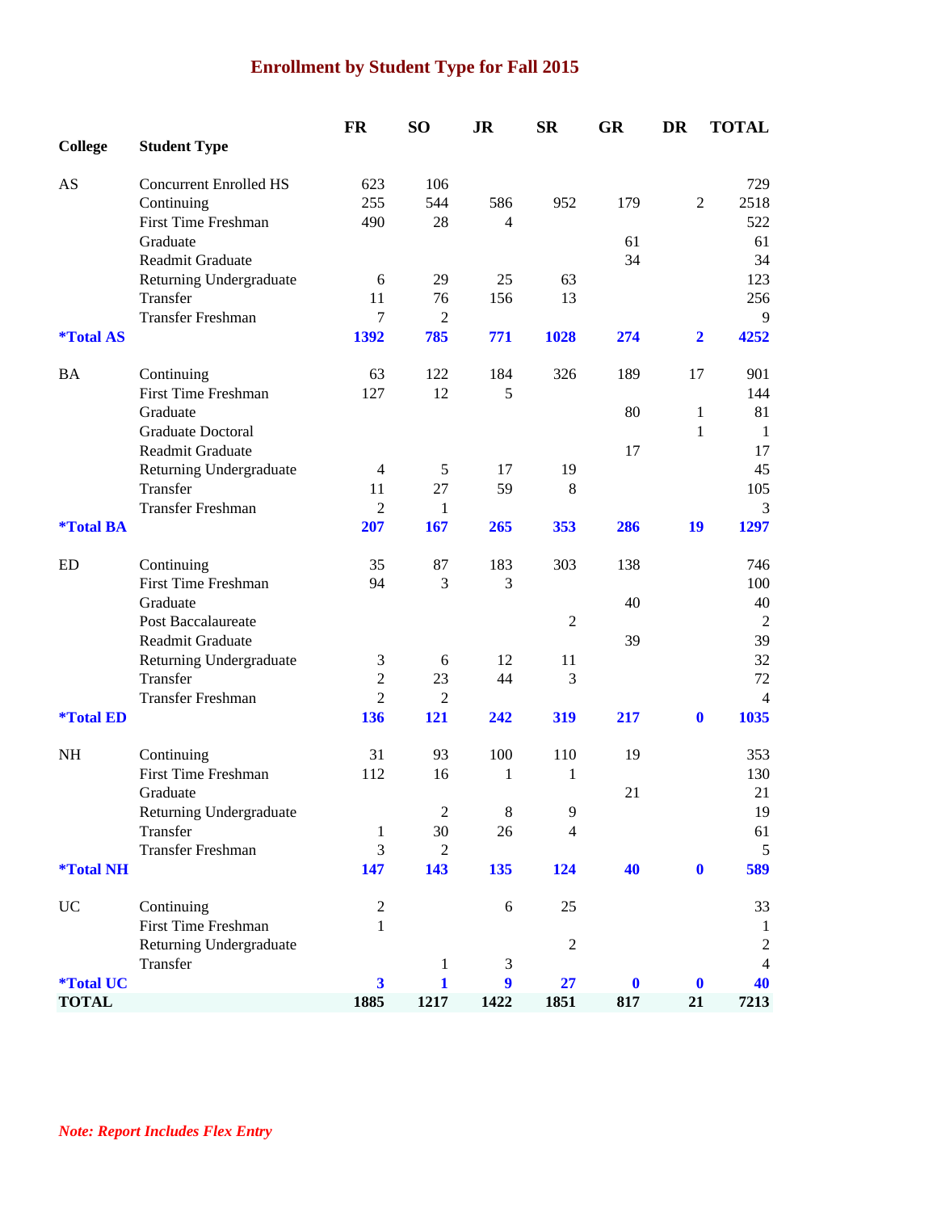# Enrollment by Student Type for Fall 2015

| College | Student Type | FR | SO | JR | SR | GR | DR | TOTAL |
|---|---|---|---|---|---|---|---|---|
| AS | Concurrent Enrolled HS | 623 | 106 | | | | | 729 |
| | Continuing | 255 | 544 | 586 | 952 | 179 | 2 | 2518 |
| | First Time Freshman | 490 | 28 | 4 | | | | 522 |
| | Graduate | | | | | 61 | | 61 |
| | Readmit Graduate | | | | | 34 | | 34 |
| | Returning Undergraduate | 6 | 29 | 25 | 63 | | | 123 |
| | Transfer | 11 | 76 | 156 | 13 | | | 256 |
| | Transfer Freshman | 7 | 2 | | | | | 9 |
| **\*Total AS** | | **1392** | **785** | **771** | **1028** | **274** | **2** | **4252** |
| BA | Continuing | 63 | 122 | 184 | 326 | 189 | 17 | 901 |
| | First Time Freshman | 127 | 12 | 5 | | | | 144 |
| | Graduate | | | | | 80 | 1 | 81 |
| | Graduate Doctoral | | | | | | 1 | 1 |
| | Readmit Graduate | | | | | 17 | | 17 |
| | Returning Undergraduate | 4 | 5 | 17 | 19 | | | 45 |
| | Transfer | 11 | 27 | 59 | 8 | | | 105 |
| | Transfer Freshman | 2 | 1 | | | | | 3 |
| **\*Total BA** | | **207** | **167** | **265** | **353** | **286** | **19** | **1297** |
| ED | Continuing | 35 | 87 | 183 | 303 | 138 | | 746 |
| | First Time Freshman | 94 | 3 | 3 | | | | 100 |
| | Graduate | | | | | 40 | | 40 |
| | Post Baccalaureate | | | | 2 | | | 2 |
| | Readmit Graduate | | | | | 39 | | 39 |
| | Returning Undergraduate | 3 | 6 | 12 | 11 | | | 32 |
| | Transfer | 2 | 23 | 44 | 3 | | | 72 |
| | Transfer Freshman | 2 | 2 | | | | | 4 |
| **\*Total ED** | | **136** | **121** | **242** | **319** | **217** | **0** | **1035** |
| NH | Continuing | 31 | 93 | 100 | 110 | 19 | | 353 |
| | First Time Freshman | 112 | 16 | 1 | 1 | | | 130 |
| | Graduate | | | | | 21 | | 21 |
| | Returning Undergraduate | | 2 | 8 | 9 | | | 19 |
| | Transfer | 1 | 30 | 26 | 4 | | | 61 |
| | Transfer Freshman | 3 | 2 | | | | | 5 |
| **\*Total NH** | | **147** | **143** | **135** | **124** | **40** | **0** | **589** |
| UC | Continuing | 2 | | 6 | 25 | | | 33 |
| | First Time Freshman | 1 | | | | | | 1 |
| | Returning Undergraduate | | | | 2 | | | 2 |
| | Transfer | | 1 | 3 | | | | 4 |
| **\*Total UC** | | **3** | **1** | **9** | **27** | **0** | **0** | **40** |
| **TOTAL** | | **1885** | **1217** | **1422** | **1851** | **817** | **21** | **7213** |

***Note: Report Includes Flex Entry***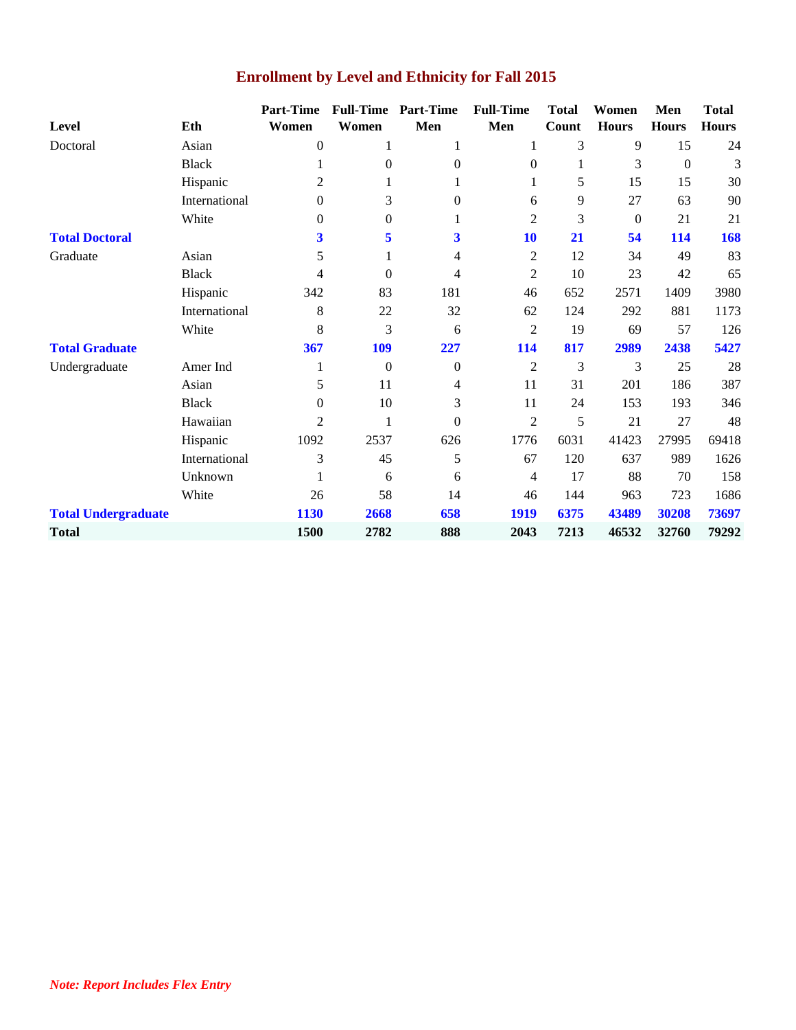# Enrollment by Level and Ethnicity for Fall 2015

| Level | Eth | Part-Time Women | Full-Time Women | Part-Time Men | Full-Time Men | Total Count | Women Hours | Men Hours | Total Hours |
|---|---|---|---|---|---|---|---|---|---|
| Doctoral | Asian | 0 | 1 | 1 | 1 | 3 | 9 | 15 | 24 |
| | Black | 1 | 0 | 0 | 0 | 1 | 3 | 0 | 3 |
| | Hispanic | 2 | 1 | 1 | 1 | 5 | 15 | 15 | 30 |
| | International | 0 | 3 | 0 | 6 | 9 | 27 | 63 | 90 |
| | White | 0 | 0 | 1 | 2 | 3 | 0 | 21 | 21 |
| **Total Doctoral** | | **3** | **5** | **3** | **10** | **21** | **54** | **114** | **168** |
| Graduate | Asian | 5 | 1 | 4 | 2 | 12 | 34 | 49 | 83 |
| | Black | 4 | 0 | 4 | 2 | 10 | 23 | 42 | 65 |
| | Hispanic | 342 | 83 | 181 | 46 | 652 | 2571 | 1409 | 3980 |
| | International | 8 | 22 | 32 | 62 | 124 | 292 | 881 | 1173 |
| | White | 8 | 3 | 6 | 2 | 19 | 69 | 57 | 126 |
| **Total Graduate** | | **367** | **109** | **227** | **114** | **817** | **2989** | **2438** | **5427** |
| Undergraduate | Amer Ind | 1 | 0 | 0 | 2 | 3 | 3 | 25 | 28 |
| | Asian | 5 | 11 | 4 | 11 | 31 | 201 | 186 | 387 |
| | Black | 0 | 10 | 3 | 11 | 24 | 153 | 193 | 346 |
| | Hawaiian | 2 | 1 | 0 | 2 | 5 | 21 | 27 | 48 |
| | Hispanic | 1092 | 2537 | 626 | 1776 | 6031 | 41423 | 27995 | 69418 |
| | International | 3 | 45 | 5 | 67 | 120 | 637 | 989 | 1626 |
| | Unknown | 1 | 6 | 6 | 4 | 17 | 88 | 70 | 158 |
| | White | 26 | 58 | 14 | 46 | 144 | 963 | 723 | 1686 |
| **Total Undergraduate** | | **1130** | **2668** | **658** | **1919** | **6375** | **43489** | **30208** | **73697** |
| **Total** | | **1500** | **2782** | **888** | **2043** | **7213** | **46532** | **32760** | **79292** |

*Note: Report Includes Flex Entry*